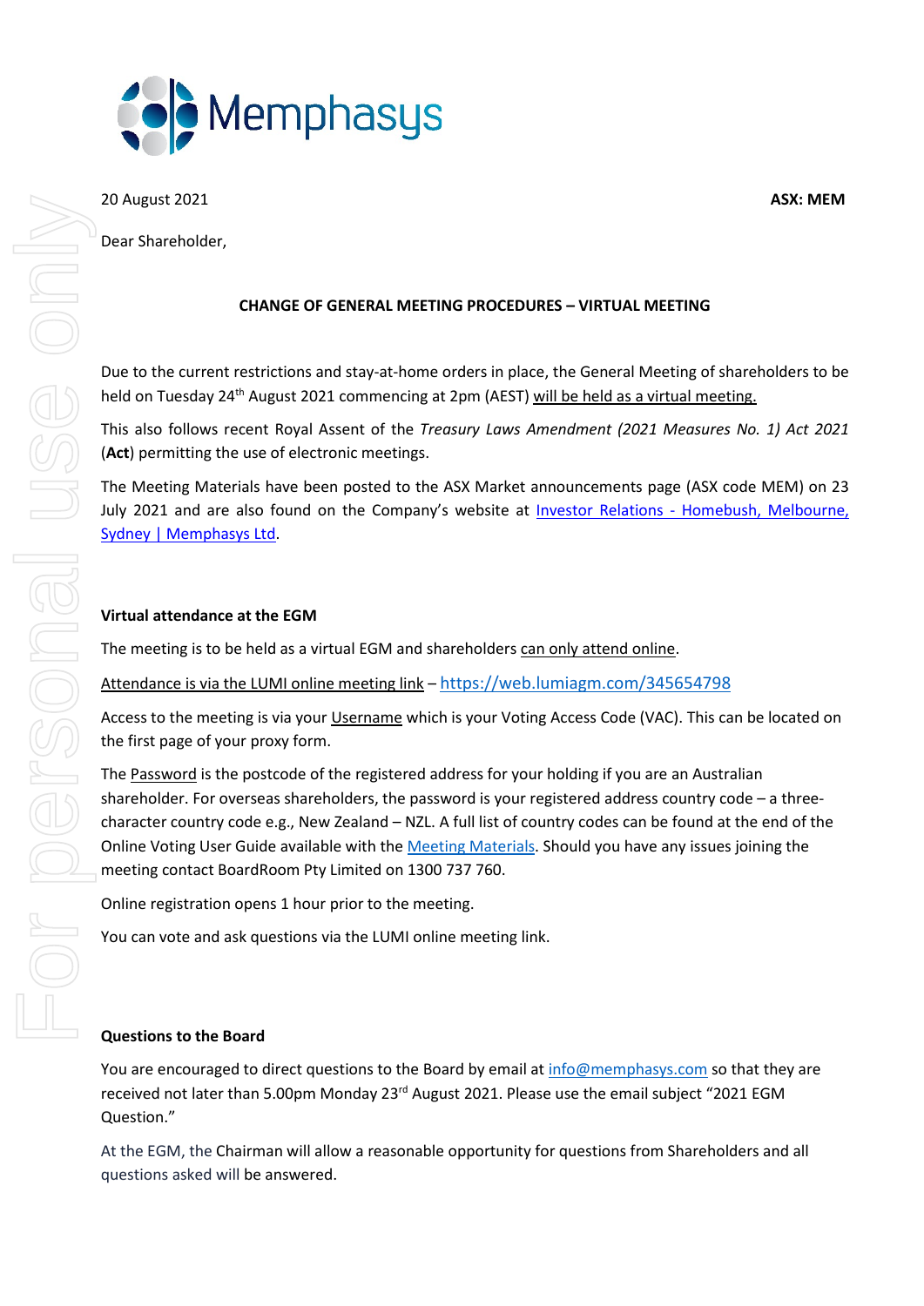Memphasys

20 August 2021 **ASX: MEM**

Dear Shareholder,

**CHANGE OF GENERAL MEETING PROCEDURES – VIRTUAL MEETING**

Due to the current restrictions and stay-at-home orders in place, the General Meeting of shareholders to be held on Tuesday 24th August 2021 commencing at 2pm (AEST) will be held as a virtual meeting.

This also follows recent Royal Assent of the *Treasury Laws Amendment (2021 Measures No. 1) Act 2021* (**Act**) permitting the use of electronic meetings.

The Meeting Materials have been posted to the ASX Market announcements page (ASX code MEM) on 23 July 2021 and are also found on the Company's website at Investor Relations - Homebush, Melbourne, Sydney | Memphasys Ltd.

**Virtual attendance at the EGM**

The meeting is to be held as a virtual EGM and shareholders can only attend online.

Attendance is via the LUMI online meeting link – https://web.lumiagm.com/345654798

Access to the meeting is via your Username which is your Voting Access Code (VAC). This can be located on the first page of your proxy form.

The Password is the postcode of the registered address for your holding if you are an Australian shareholder. For overseas shareholders, the password is your registered address country code – a three-character country code e.g., New Zealand – NZL. A full list of country codes can be found at the end of the Online Voting User Guide available with the Meeting Materials. Should you have any issues joining the meeting contact BoardRoom Pty Limited on 1300 737 760.

Online registration opens 1 hour prior to the meeting.

You can vote and ask questions via the LUMI online meeting link.

**Questions to the Board**

You are encouraged to direct questions to the Board by email at info@memphasys.com so that they are received not later than 5.00pm Monday 23rd August 2021. Please use the email subject "2021 EGM Question."

At the EGM, the Chairman will allow a reasonable opportunity for questions from Shareholders and all questions asked will be answered.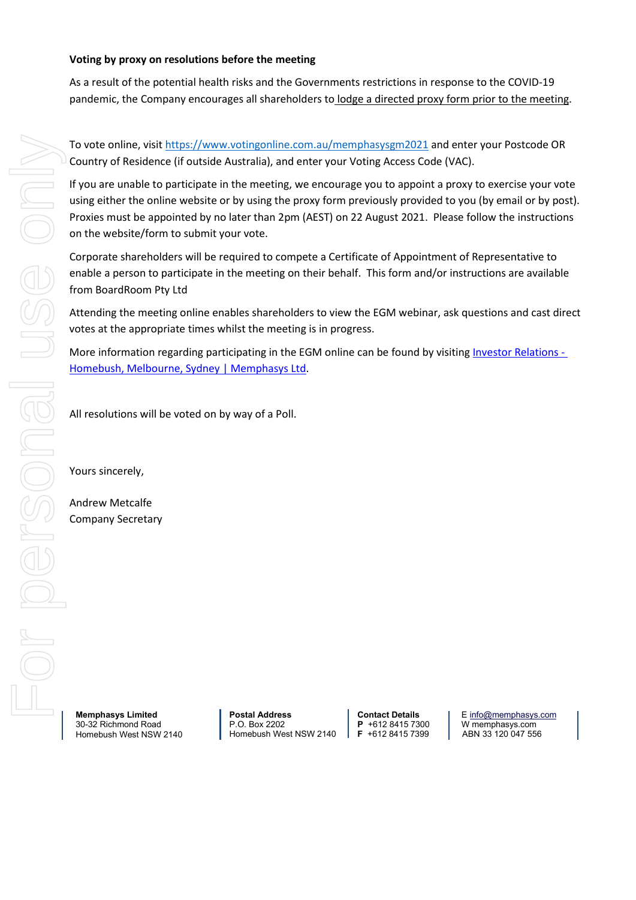**Voting by proxy on resolutions before the meeting**

As a result of the potential health risks and the Governments restrictions in response to the COVID-19 pandemic, the Company encourages all shareholders to lodge a directed proxy form prior to the meeting.

To vote online, visit https://www.votingonline.com.au/memphasysgm2021 and enter your Postcode OR Country of Residence (if outside Australia), and enter your Voting Access Code (VAC).

If you are unable to participate in the meeting, we encourage you to appoint a proxy to exercise your vote using either the online website or by using the proxy form previously provided to you (by email or by post). Proxies must be appointed by no later than 2pm (AEST) on 22 August 2021. Please follow the instructions on the website/form to submit your vote.

Corporate shareholders will be required to compete a Certificate of Appointment of Representative to enable a person to participate in the meeting on their behalf. This form and/or instructions are available from BoardRoom Pty Ltd

Attending the meeting online enables shareholders to view the EGM webinar, ask questions and cast direct votes at the appropriate times whilst the meeting is in progress.

More information regarding participating in the EGM online can be found by visiting Investor Relations - Homebush, Melbourne, Sydney | Memphasys Ltd.

All resolutions will be voted on by way of a Poll.

Yours sincerely,

Andrew Metcalfe
Company Secretary

**Memphasys Limited**
30-32 Richmond Road
Homebush West NSW 2140

**Postal Address**
P.O. Box 2202
Homebush West NSW 2140

**Contact Details**
**P** +612 8415 7300
**F** +612 8415 7399

E info@memphasys.com
W memphasys.com
ABN 33 120 047 556